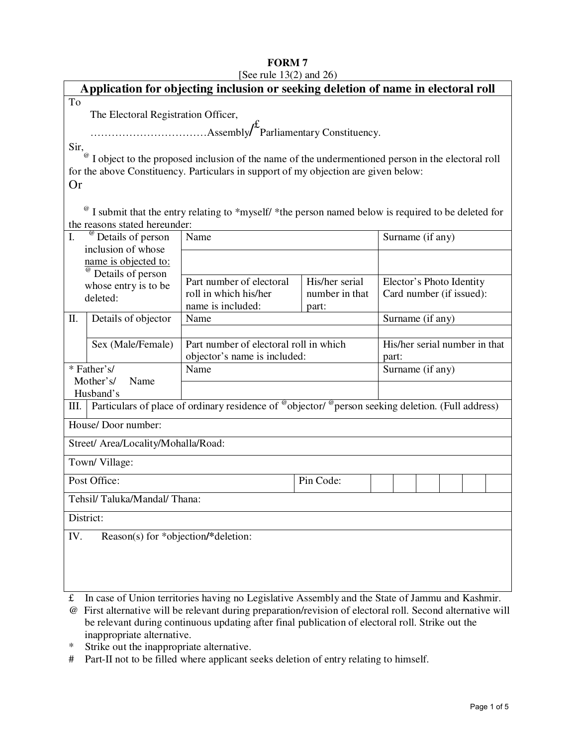**FORM 7**

[See rule 13(2) and 26)

## Application for objecting inclusion or seeking deletion of name in electoral roll

To

The Electoral Registration Officer,

……………………………Assembly/£Parliamentary Constituency.

Sir,

@ I object to the proposed inclusion of the name of the undermentioned person in the electoral roll for the above Constituency. Particulars in support of my objection are given below:

Or

@ I submit that the entry relating to *myself/ *the person named below is required to be deleted for the reasons stated hereunder:

| | | | | |
|---|---|---|---|---|
| I. | @ Details of person inclusion of whose name is objected to: @ Details of person whose entry is to be deleted: | Name | | Surname (if any) |
| | | | | |
| | | Part number of electoral roll in which his/her name is included: | His/her serial number in that part: | Elector's Photo Identity Card number (if issued): |
| II. | Details of objector | Name | | Surname (if any) |
| | | | | |
| | Sex (Male/Female) | Part number of electoral roll in which objector's name is included: | | His/her serial number in that part: |
| * Father's/ Mother's/ Husband's Name | | Name | | Surname (if any) |
| | | | | |

| | |
|---|---|
| III. Particulars of place of ordinary residence of @objector/ @person seeking deletion. (Full address) | |
| House/ Door number: | |
| Street/ Area/Locality/Mohalla/Road: | |
| Town/ Village: | |
| Post Office: | Pin Code: |
| Tehsil/ Taluka/Mandal/ Thana: | |
| District: | |
| IV. Reason(s) for *objection/*deletion: | |

£ In case of Union territories having no Legislative Assembly and the State of Jammu and Kashmir.

@ First alternative will be relevant during preparation/revision of electoral roll. Second alternative will be relevant during continuous updating after final publication of electoral roll. Strike out the inappropriate alternative.

* Strike out the inappropriate alternative.

# Part-II not to be filled where applicant seeks deletion of entry relating to himself.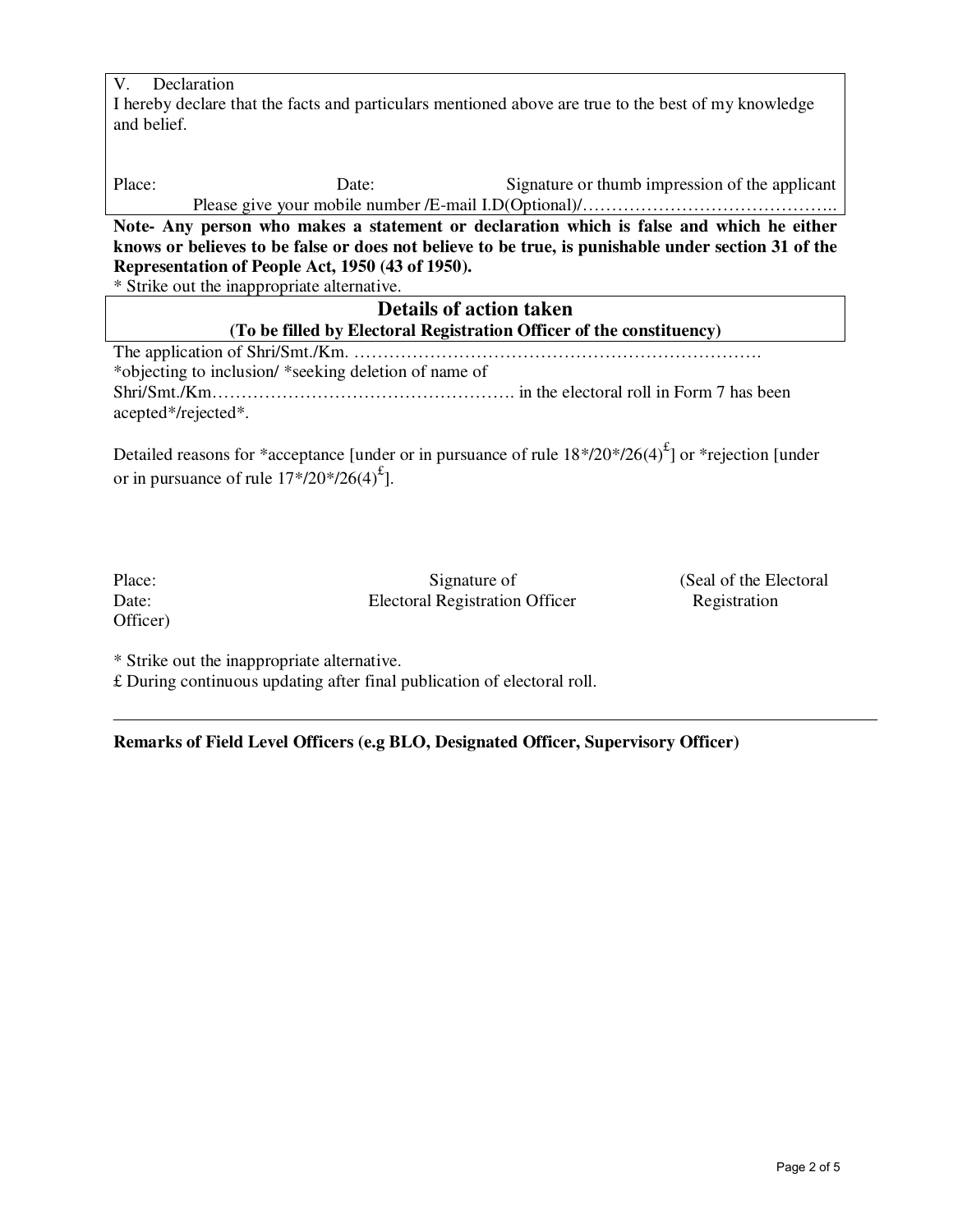V. Declaration

I hereby declare that the facts and particulars mentioned above are true to the best of my knowledge and belief.

Place: Date: Signature or thumb impression of the applicant

Please give your mobile number /E-mail I.D(Optional)/……………………………………..

**Note- Any person who makes a statement or declaration which is false and which he either knows or believes to be false or does not believe to be true, is punishable under section 31 of the Representation of People Act, 1950 (43 of 1950).**

* Strike out the inappropriate alternative.

## Details of action taken

**(To be filled by Electoral Registration Officer of the constituency)**

The application of Shri/Smt./Km. ……………………………………………………………….
*objecting to inclusion/ *seeking deletion of name of
Shri/Smt./Km……………………………………………. in the electoral roll in Form 7 has been acepted*/rejected*.

Detailed reasons for *acceptance [under or in pursuance of rule 18*/20*/26(4)[£]] or *rejection [under or in pursuance of rule 17*/20*/26(4)[£]].

Place: Signature of (Seal of the Electoral
Date: Electoral Registration Officer Registration
Officer)

* Strike out the inappropriate alternative.
£ During continuous updating after final publication of electoral roll.

---

**Remarks of Field Level Officers (e.g BLO, Designated Officer, Supervisory Officer)**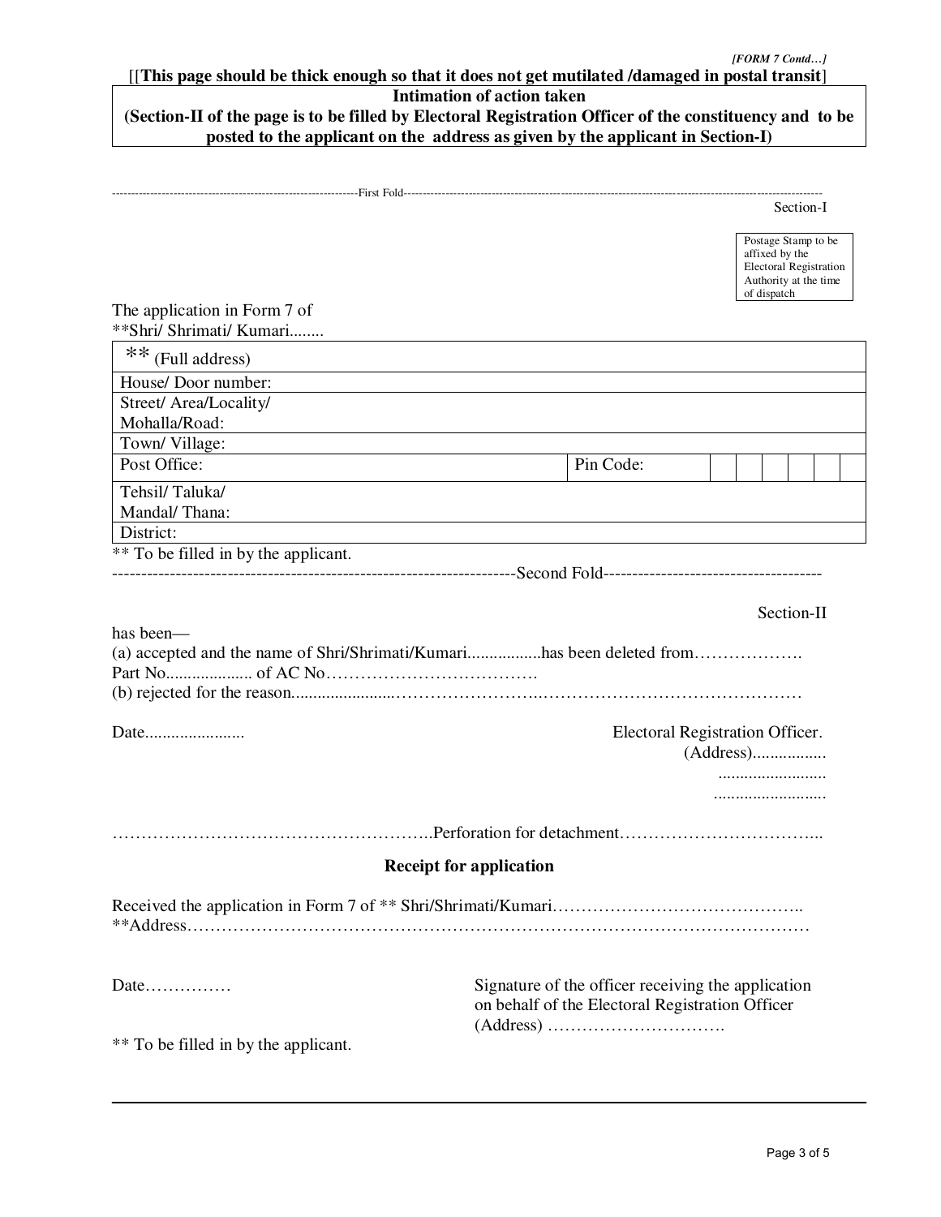*[FORM 7 Contd…]*

[[**This page should be thick enough so that it does not get mutilated /damaged in postal transit**]

**Intimation of action taken**

**(Section-II of the page is to be filled by Electoral Registration Officer of the constituency and to be posted to the applicant on the address as given by the applicant in Section-I)**

-----------------------------------------------------------------First Fold-----------------------------------------------------------------------------------------------------------

Section-I

Postage Stamp to be affixed by the Electoral Registration Authority at the time of dispatch

The application in Form 7 of
**Shri/ Shrimati/ Kumari........

| ** (Full address) | | |
|---|---|---|
| House/ Door number: | | |
| Street/ Area/Locality/ Mohalla/Road: | | |
| Town/ Village: | | |
| Post Office: | Pin Code: | |
| Tehsil/ Taluka/ Mandal/ Thana: | | |
| District: | | |

** To be filled in by the applicant.

---------------------------------------------------------------------Second Fold-------------------------------------

Section-II

has been—

(a) accepted and the name of Shri/Shrimati/Kumari.................has been deleted from……………….
Part No.................... of AC No……………………………….

(b) rejected for the reason......................……………………..………………………………………

Date.......................

Electoral Registration Officer.
(Address)................
........................
..........................

………………………………………………..Perforation for detachment……………………………..

**Receipt for application**

Received the application in Form 7 of ** Shri/Shrimati/Kumari……………………………………..
**Address……………………………………………………………………………………………

Date……………

Signature of the officer receiving the application on behalf of the Electoral Registration Officer
(Address) ………………………….

** To be filled in by the applicant.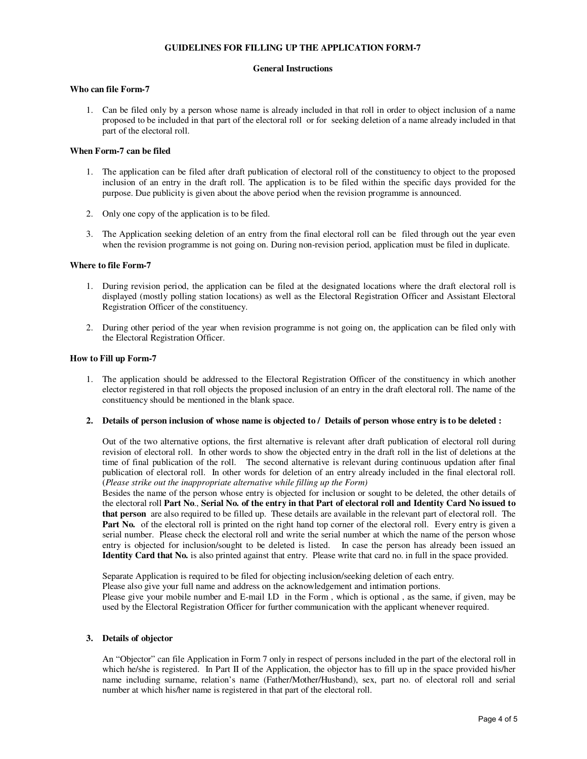# GUIDELINES FOR FILLING UP THE APPLICATION FORM-7

## General Instructions

### Who can file Form-7

1. Can be filed only by a person whose name is already included in that roll in order to object inclusion of a name proposed to be included in that part of the electoral roll or for seeking deletion of a name already included in that part of the electoral roll.

### When Form-7 can be filed

1. The application can be filed after draft publication of electoral roll of the constituency to object to the proposed inclusion of an entry in the draft roll. The application is to be filed within the specific days provided for the purpose. Due publicity is given about the above period when the revision programme is announced.

2. Only one copy of the application is to be filed.

3. The Application seeking deletion of an entry from the final electoral roll can be filed through out the year even when the revision programme is not going on. During non-revision period, application must be filed in duplicate.

### Where to file Form-7

1. During revision period, the application can be filed at the designated locations where the draft electoral roll is displayed (mostly polling station locations) as well as the Electoral Registration Officer and Assistant Electoral Registration Officer of the constituency.

2. During other period of the year when revision programme is not going on, the application can be filed only with the Electoral Registration Officer.

### How to Fill up Form-7

1. The application should be addressed to the Electoral Registration Officer of the constituency in which another elector registered in that roll objects the proposed inclusion of an entry in the draft electoral roll. The name of the constituency should be mentioned in the blank space.

2. **Details of person inclusion of whose name is objected to / Details of person whose entry is to be deleted :**

   Out of the two alternative options, the first alternative is relevant after draft publication of electoral roll during revision of electoral roll. In other words to show the objected entry in the draft roll in the list of deletions at the time of final publication of the roll. The second alternative is relevant during continuous updation after final publication of electoral roll. In other words for deletion of an entry already included in the final electoral roll. (*Please strike out the inappropriate alternative while filling up the Form)*
   Besides the name of the person whose entry is objected for inclusion or sought to be deleted, the other details of the electoral roll **Part No**., **Serial No. of the entry in that Part of electoral roll and Identity Card No issued to that person** are also required to be filled up. These details are available in the relevant part of electoral roll. The **Part No.** of the electoral roll is printed on the right hand top corner of the electoral roll. Every entry is given a serial number. Please check the electoral roll and write the serial number at which the name of the person whose entry is objected for inclusion/sought to be deleted is listed. In case the person has already been issued an **Identity Card that No.** is also printed against that entry. Please write that card no. in full in the space provided.

   Separate Application is required to be filed for objecting inclusion/seeking deletion of each entry.
   Please also give your full name and address on the acknowledgement and intimation portions.
   Please give your mobile number and E-mail I.D in the Form , which is optional , as the same, if given, may be used by the Electoral Registration Officer for further communication with the applicant whenever required.

3. **Details of objector**

   An "Objector" can file Application in Form 7 only in respect of persons included in the part of the electoral roll in which he/she is registered. In Part II of the Application, the objector has to fill up in the space provided his/her name including surname, relation's name (Father/Mother/Husband), sex, part no. of electoral roll and serial number at which his/her name is registered in that part of the electoral roll.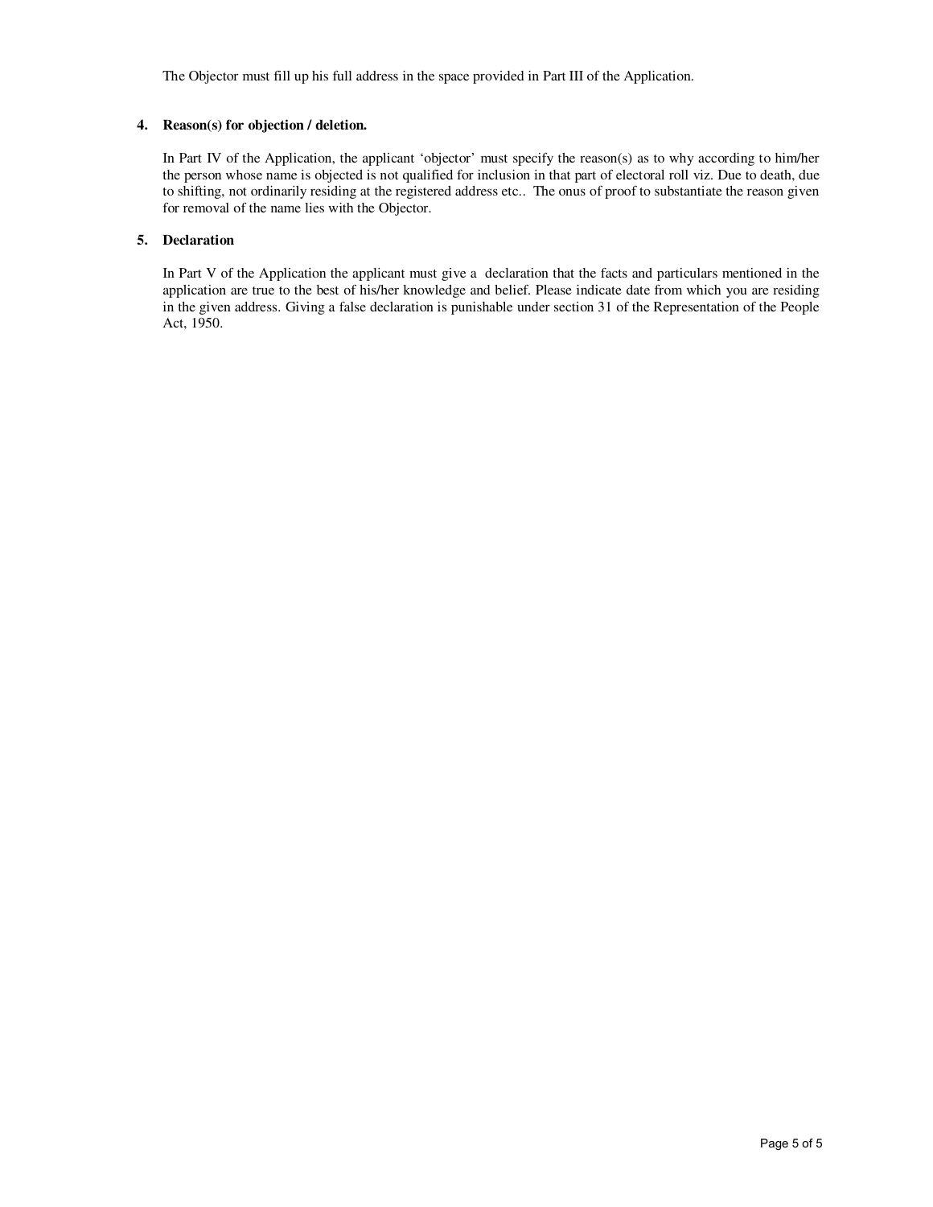The Objector must fill up his full address in the space provided in Part III of the Application.

**4. Reason(s) for objection / deletion.**

In Part IV of the Application, the applicant 'objector' must specify the reason(s) as to why according to him/her the person whose name is objected is not qualified for inclusion in that part of electoral roll viz. Due to death, due to shifting, not ordinarily residing at the registered address etc.. The onus of proof to substantiate the reason given for removal of the name lies with the Objector.

**5. Declaration**

In Part V of the Application the applicant must give a declaration that the facts and particulars mentioned in the application are true to the best of his/her knowledge and belief. Please indicate date from which you are residing in the given address. Giving a false declaration is punishable under section 31 of the Representation of the People Act, 1950.